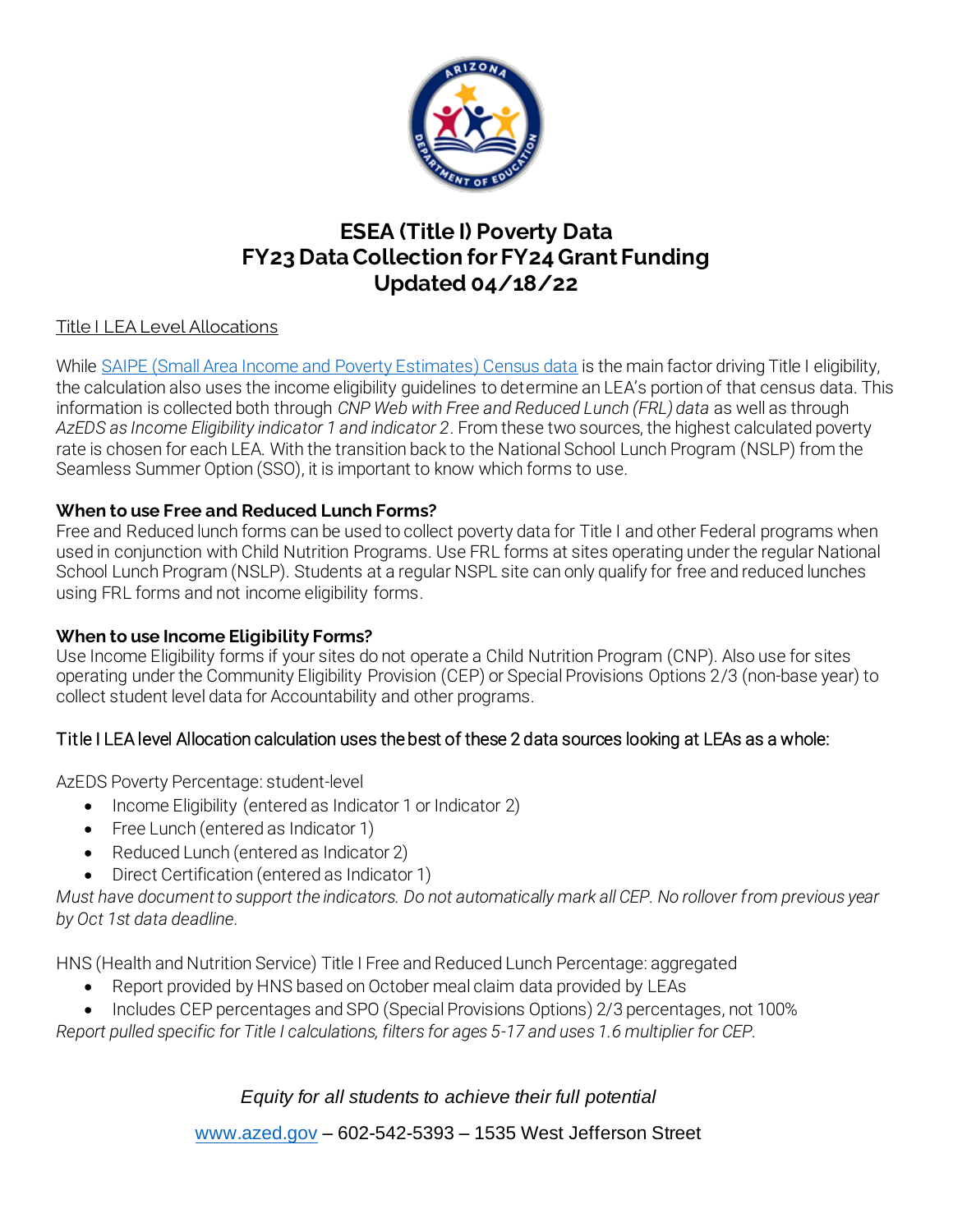# ESEA (Title I) Poverty Data
# FY23 Data Collection for FY24 Grant Funding
# Updated 04/18/22

Title I LEA Level Allocations

While [SAIPE (Small Area Income and Poverty Estimates) Census data]() is the main factor driving Title I eligibility, the calculation also uses the income eligibility guidelines to determine an LEA's portion of that census data. This information is collected both through *CNP Web with Free and Reduced Lunch (FRL) data* as well as through *AzEDS as Income Eligibility indicator 1 and indicator 2*. From these two sources, the highest calculated poverty rate is chosen for each LEA. With the transition back to the National School Lunch Program (NSLP) from the Seamless Summer Option (SSO), it is important to know which forms to use.

**When to use Free and Reduced Lunch Forms?**
Free and Reduced lunch forms can be used to collect poverty data for Title I and other Federal programs when used in conjunction with Child Nutrition Programs. Use FRL forms at sites operating under the regular National School Lunch Program (NSLP). Students at a regular NSPL site can only qualify for free and reduced lunches using FRL forms and not income eligibility forms.

**When to use Income Eligibility Forms?**
Use Income Eligibility forms if your sites do not operate a Child Nutrition Program (CNP). Also use for sites operating under the Community Eligibility Provision (CEP) or Special Provisions Options 2/3 (non-base year) to collect student level data for Accountability and other programs.

### Title I LEA level Allocation calculation uses the best of these 2 data sources looking at LEAs as a whole:

AzEDS Poverty Percentage: student-level

- Income Eligibility (entered as Indicator 1 or Indicator 2)
- Free Lunch (entered as Indicator 1)
- Reduced Lunch (entered as Indicator 2)
- Direct Certification (entered as Indicator 1)

*Must have document to support the indicators. Do not automatically mark all CEP. No rollover from previous year by Oct 1st data deadline.*

HNS (Health and Nutrition Service) Title I Free and Reduced Lunch Percentage: aggregated

- Report provided by HNS based on October meal claim data provided by LEAs
- Includes CEP percentages and SPO (Special Provisions Options) 2/3 percentages, not 100%

*Report pulled specific for Title I calculations, filters for ages 5-17 and uses 1.6 multiplier for CEP.*

*Equity for all students to achieve their full potential*

[www.azed.gov]() – 602-542-5393 – 1535 West Jefferson Street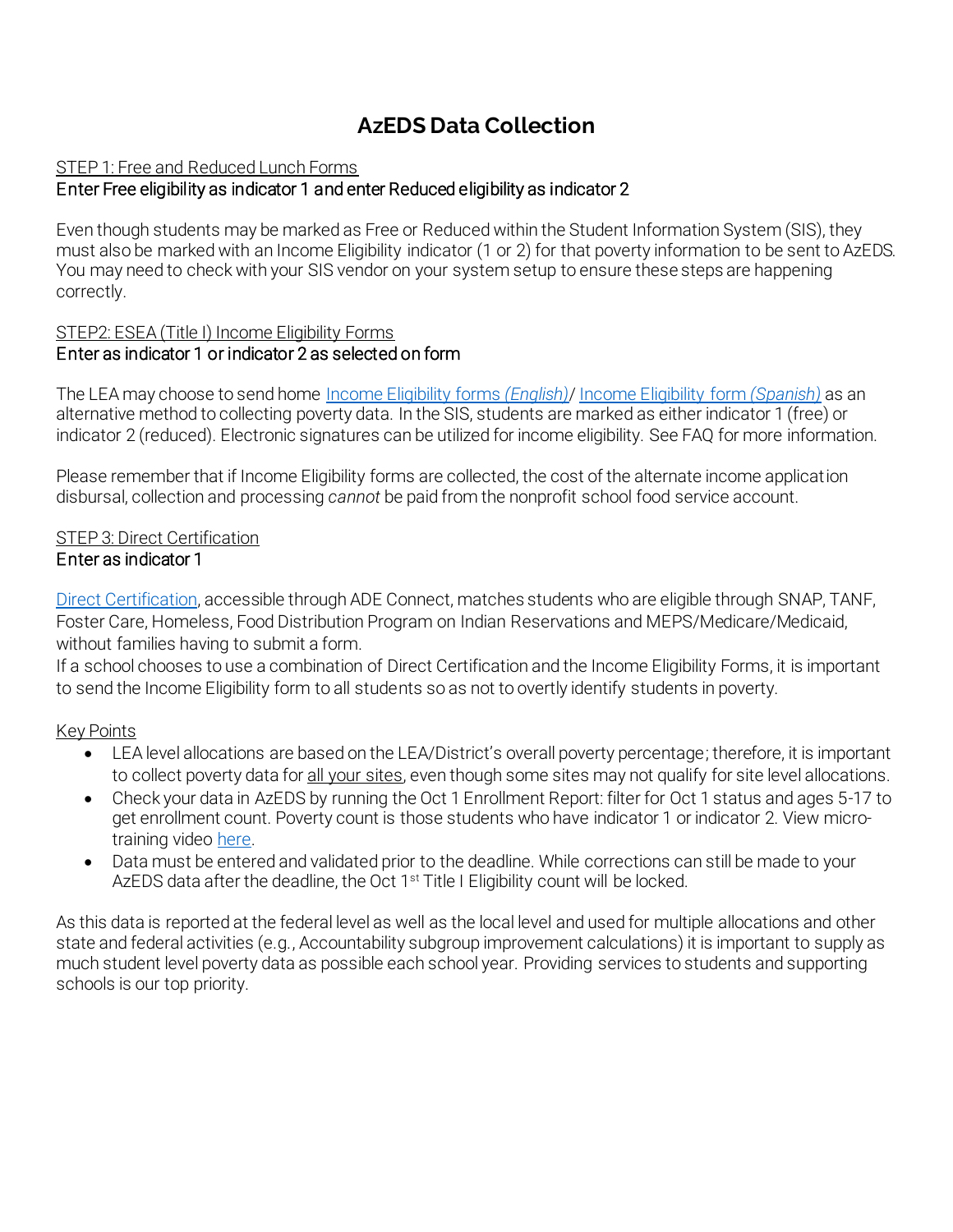# AzEDS Data Collection

STEP 1: Free and Reduced Lunch Forms

Enter Free eligibility as indicator 1 and enter Reduced eligibility as indicator 2

Even though students may be marked as Free or Reduced within the Student Information System (SIS), they must also be marked with an Income Eligibility indicator (1 or 2) for that poverty information to be sent to AzEDS. You may need to check with your SIS vendor on your system setup to ensure these steps are happening correctly.

STEP2: ESEA (Title I) Income Eligibility Forms

Enter as indicator 1 or indicator 2 as selected on form

The LEA may choose to send home Income Eligibility forms *(English)*/ Income Eligibility form *(Spanish)* as an alternative method to collecting poverty data. In the SIS, students are marked as either indicator 1 (free) or indicator 2 (reduced). Electronic signatures can be utilized for income eligibility. See FAQ for more information.

Please remember that if Income Eligibility forms are collected, the cost of the alternate income application disbursal, collection and processing *cannot* be paid from the nonprofit school food service account.

STEP 3: Direct Certification

Enter as indicator 1

Direct Certification, accessible through ADE Connect, matches students who are eligible through SNAP, TANF, Foster Care, Homeless, Food Distribution Program on Indian Reservations and MEPS/Medicare/Medicaid, without families having to submit a form.

If a school chooses to use a combination of Direct Certification and the Income Eligibility Forms, it is important to send the Income Eligibility form to all students so as not to overtly identify students in poverty.

Key Points

- LEA level allocations are based on the LEA/District's overall poverty percentage; therefore, it is important to collect poverty data for all your sites, even though some sites may not qualify for site level allocations.
- Check your data in AzEDS by running the Oct 1 Enrollment Report: filter for Oct 1 status and ages 5-17 to get enrollment count. Poverty count is those students who have indicator 1 or indicator 2. View micro-training video here.
- Data must be entered and validated prior to the deadline. While corrections can still be made to your AzEDS data after the deadline, the Oct 1st Title I Eligibility count will be locked.

As this data is reported at the federal level as well as the local level and used for multiple allocations and other state and federal activities (e.g., Accountability subgroup improvement calculations) it is important to supply as much student level poverty data as possible each school year. Providing services to students and supporting schools is our top priority.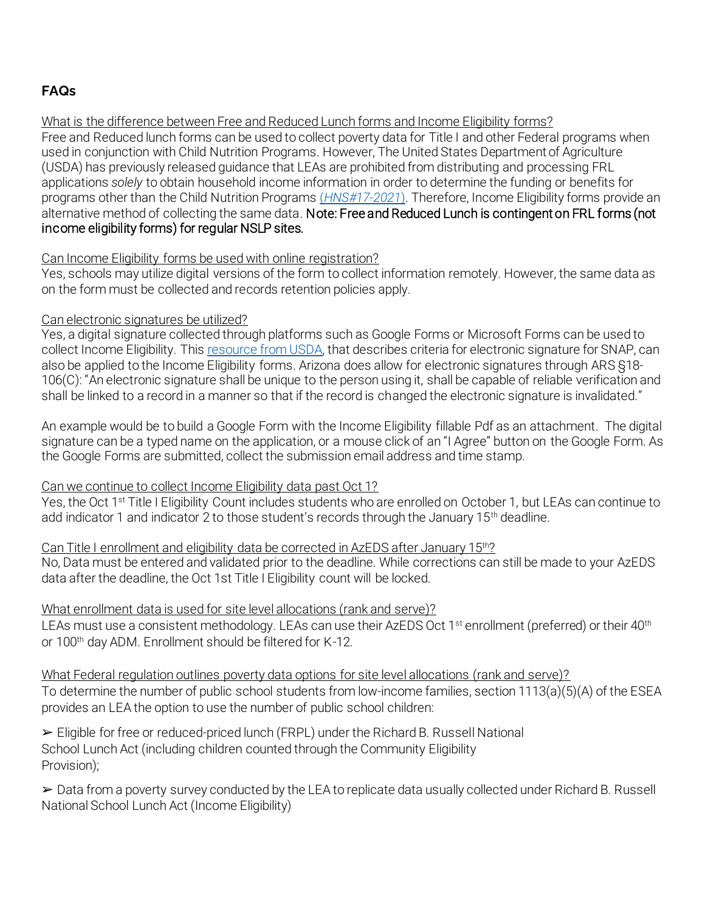## FAQs

<u>What is the difference between Free and Reduced Lunch forms and Income Eligibility forms?</u>

Free and Reduced lunch forms can be used to collect poverty data for Title I and other Federal programs when used in conjunction with Child Nutrition Programs. However, The United States Department of Agriculture (USDA) has previously released guidance that LEAs are prohibited from distributing and processing FRL applications *solely* to obtain household income information in order to determine the funding or benefits for programs other than the Child Nutrition Programs [(*HNS#17-2021*)](). Therefore, Income Eligibility forms provide an alternative method of collecting the same data. **Note: Free and Reduced Lunch is contingent on FRL forms (not income eligibility forms) for regular NSLP sites.**

<u>Can Income Eligibility forms be used with online registration?</u>

Yes, schools may utilize digital versions of the form to collect information remotely. However, the same data as on the form must be collected and records retention policies apply.

<u>Can electronic signatures be utilized?</u>

Yes, a digital signature collected through platforms such as Google Forms or Microsoft Forms can be used to collect Income Eligibility. This [resource from USDA](), that describes criteria for electronic signature for SNAP, can also be applied to the Income Eligibility forms. Arizona does allow for electronic signatures through ARS §18-106(C): "An electronic signature shall be unique to the person using it, shall be capable of reliable verification and shall be linked to a record in a manner so that if the record is changed the electronic signature is invalidated."

An example would be to build a Google Form with the Income Eligibility fillable Pdf as an attachment. The digital signature can be a typed name on the application, or a mouse click of an "I Agree" button on the Google Form. As the Google Forms are submitted, collect the submission email address and time stamp.

<u>Can we continue to collect Income Eligibility data past Oct 1?</u>

Yes, the Oct 1st Title I Eligibility Count includes students who are enrolled on October 1, but LEAs can continue to add indicator 1 and indicator 2 to those student's records through the January 15th deadline.

<u>Can Title I enrollment and eligibility data be corrected in AzEDS after January 15th?</u>

No, Data must be entered and validated prior to the deadline. While corrections can still be made to your AzEDS data after the deadline, the Oct 1st Title I Eligibility count will be locked.

<u>What enrollment data is used for site level allocations (rank and serve)?</u>

LEAs must use a consistent methodology. LEAs can use their AzEDS Oct 1st enrollment (preferred) or their 40th or 100th day ADM. Enrollment should be filtered for K-12.

<u>What Federal regulation outlines poverty data options for site level allocations (rank and serve)?</u>

To determine the number of public school students from low-income families, section 1113(a)(5)(A) of the ESEA provides an LEA the option to use the number of public school children:

➢ Eligible for free or reduced-priced lunch (FRPL) under the Richard B. Russell National School Lunch Act (including children counted through the Community Eligibility Provision);

➢ Data from a poverty survey conducted by the LEA to replicate data usually collected under Richard B. Russell National School Lunch Act (Income Eligibility)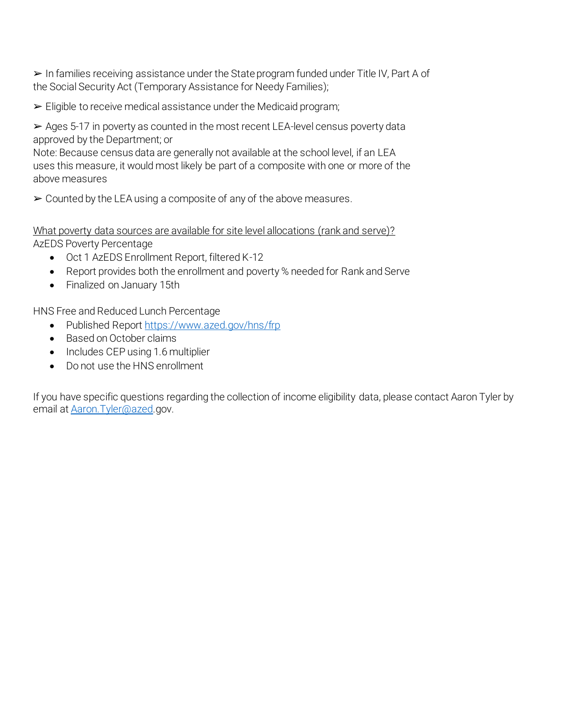➢ In families receiving assistance under the State program funded under Title IV, Part A of the Social Security Act (Temporary Assistance for Needy Families);

➢ Eligible to receive medical assistance under the Medicaid program;

➢ Ages 5-17 in poverty as counted in the most recent LEA-level census poverty data approved by the Department; or
Note: Because census data are generally not available at the school level, if an LEA uses this measure, it would most likely be part of a composite with one or more of the above measures

➢ Counted by the LEA using a composite of any of the above measures.

<u>What poverty data sources are available for site level allocations (rank and serve)?</u>
AzEDS Poverty Percentage

- Oct 1 AzEDS Enrollment Report, filtered K-12
- Report provides both the enrollment and poverty % needed for Rank and Serve
- Finalized on January 15th

HNS Free and Reduced Lunch Percentage

- Published Report [https://www.azed.gov/hns/frp](https://www.azed.gov/hns/frp)
- Based on October claims
- Includes CEP using 1.6 multiplier
- Do not use the HNS enrollment

If you have specific questions regarding the collection of income eligibility data, please contact Aaron Tyler by email at Aaron.Tyler@azed.gov.